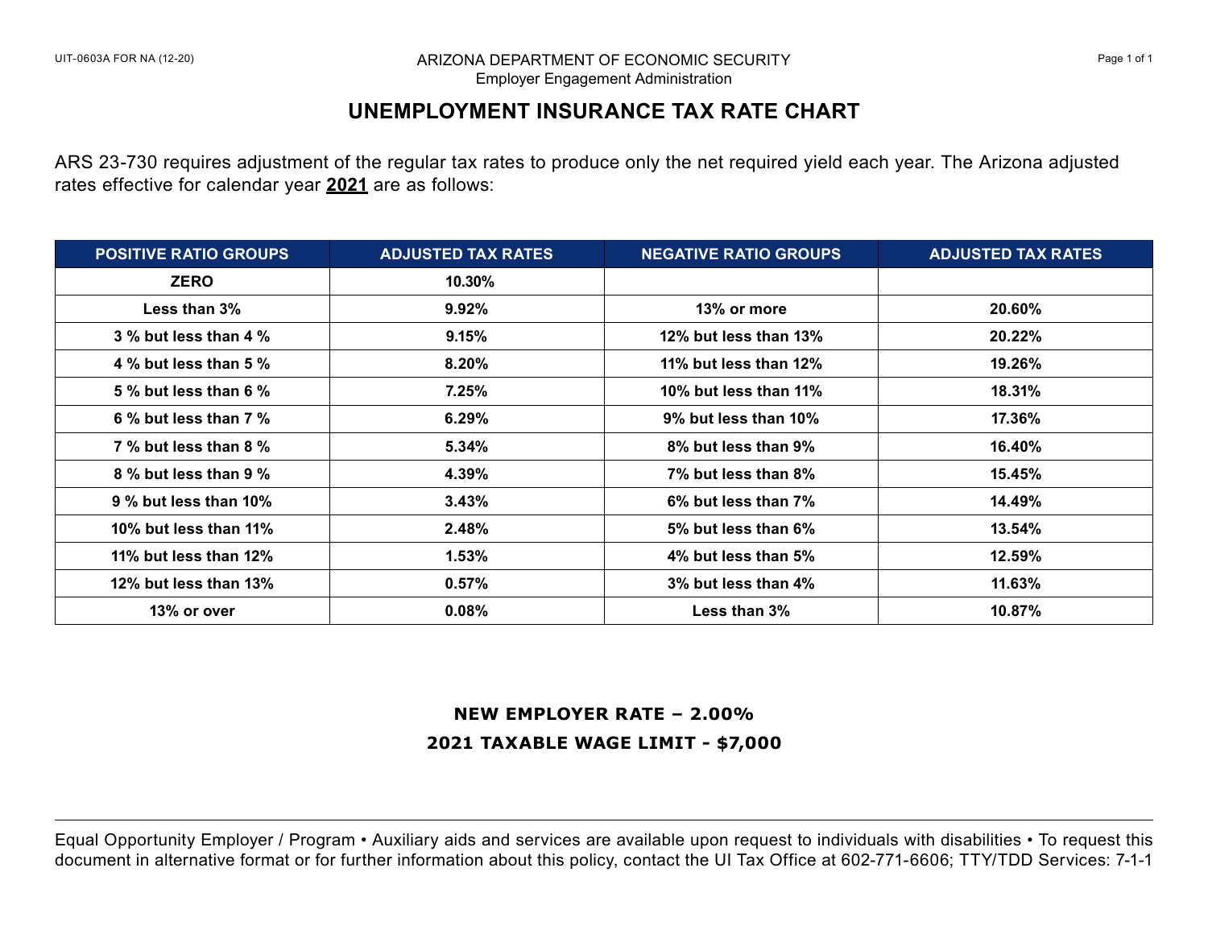UIT-0603A FOR NA (12-20)

ARIZONA DEPARTMENT OF ECONOMIC SECURITY
Employer Engagement Administration

# UNEMPLOYMENT INSURANCE TAX RATE CHART

ARS 23-730 requires adjustment of the regular tax rates to produce only the net required yield each year. The Arizona adjusted rates effective for calendar year **2021** are as follows:

| POSITIVE RATIO GROUPS | ADJUSTED TAX RATES | NEGATIVE RATIO GROUPS | ADJUSTED TAX RATES |
|---|---|---|---|
| **ZERO** | **10.30%** | | |
| **Less than 3%** | **9.92%** | **13% or more** | **20.60%** |
| **3 % but less than 4 %** | **9.15%** | **12% but less than 13%** | **20.22%** |
| **4 % but less than 5 %** | **8.20%** | **11% but less than 12%** | **19.26%** |
| **5 % but less than 6 %** | **7.25%** | **10% but less than 11%** | **18.31%** |
| **6 % but less than 7 %** | **6.29%** | **9% but less than 10%** | **17.36%** |
| **7 % but less than 8 %** | **5.34%** | **8% but less than 9%** | **16.40%** |
| **8 % but less than 9 %** | **4.39%** | **7% but less than 8%** | **15.45%** |
| **9 % but less than 10%** | **3.43%** | **6% but less than 7%** | **14.49%** |
| **10% but less than 11%** | **2.48%** | **5% but less than 6%** | **13.54%** |
| **11% but less than 12%** | **1.53%** | **4% but less than 5%** | **12.59%** |
| **12% but less than 13%** | **0.57%** | **3% but less than 4%** | **11.63%** |
| **13% or over** | **0.08%** | **Less than 3%** | **10.87%** |

**NEW EMPLOYER RATE – 2.00%**

**2021 TAXABLE WAGE LIMIT - $7,000**

Equal Opportunity Employer / Program • Auxiliary aids and services are available upon request to individuals with disabilities • To request this document in alternative format or for further information about this policy, contact the UI Tax Office at 602-771-6606; TTY/TDD Services: 7-1-1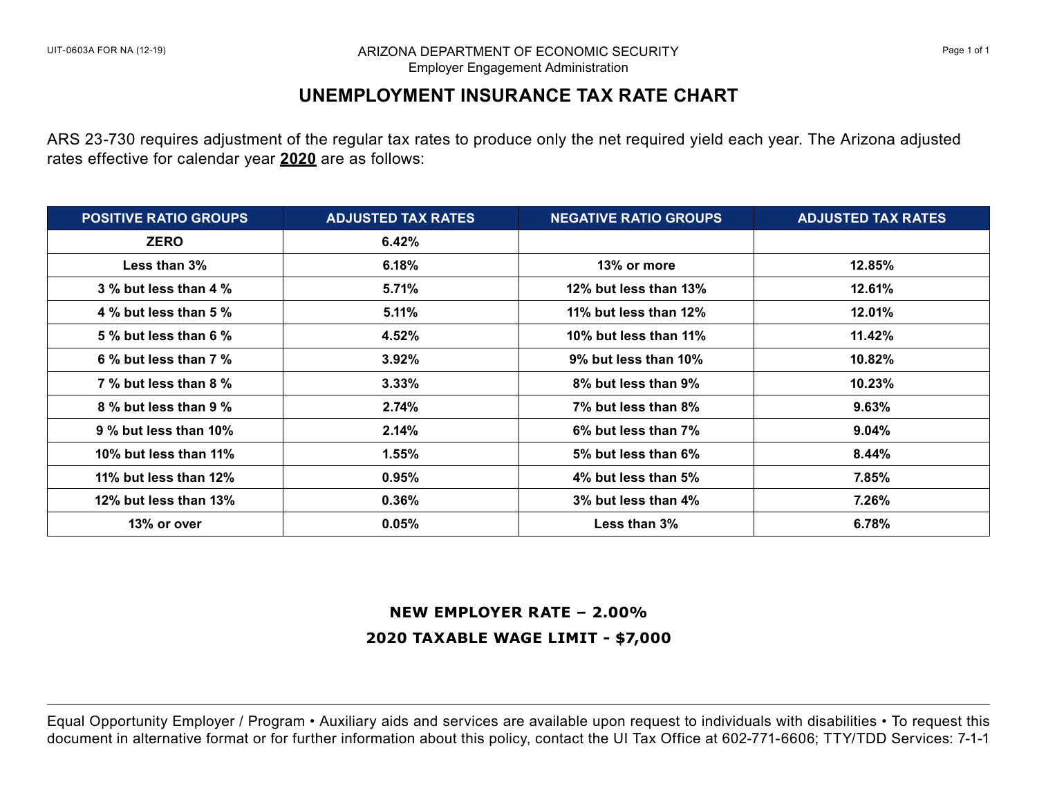UIT-0603A FOR NA (12-19)

ARIZONA DEPARTMENT OF ECONOMIC SECURITY
Employer Engagement Administration

# UNEMPLOYMENT INSURANCE TAX RATE CHART

ARS 23-730 requires adjustment of the regular tax rates to produce only the net required yield each year. The Arizona adjusted rates effective for calendar year **2020** are as follows:

| POSITIVE RATIO GROUPS | ADJUSTED TAX RATES | NEGATIVE RATIO GROUPS | ADJUSTED TAX RATES |
|---|---|---|---|
| **ZERO** | **6.42%** | | |
| **Less than 3%** | **6.18%** | **13% or more** | **12.85%** |
| **3 % but less than 4 %** | **5.71%** | **12% but less than 13%** | **12.61%** |
| **4 % but less than 5 %** | **5.11%** | **11% but less than 12%** | **12.01%** |
| **5 % but less than 6 %** | **4.52%** | **10% but less than 11%** | **11.42%** |
| **6 % but less than 7 %** | **3.92%** | **9% but less than 10%** | **10.82%** |
| **7 % but less than 8 %** | **3.33%** | **8% but less than 9%** | **10.23%** |
| **8 % but less than 9 %** | **2.74%** | **7% but less than 8%** | **9.63%** |
| **9 % but less than 10%** | **2.14%** | **6% but less than 7%** | **9.04%** |
| **10% but less than 11%** | **1.55%** | **5% but less than 6%** | **8.44%** |
| **11% but less than 12%** | **0.95%** | **4% but less than 5%** | **7.85%** |
| **12% but less than 13%** | **0.36%** | **3% but less than 4%** | **7.26%** |
| **13% or over** | **0.05%** | **Less than 3%** | **6.78%** |

**NEW EMPLOYER RATE – 2.00%**

**2020 TAXABLE WAGE LIMIT - $7,000**

Equal Opportunity Employer / Program • Auxiliary aids and services are available upon request to individuals with disabilities • To request this document in alternative format or for further information about this policy, contact the UI Tax Office at 602-771-6606; TTY/TDD Services: 7-1-1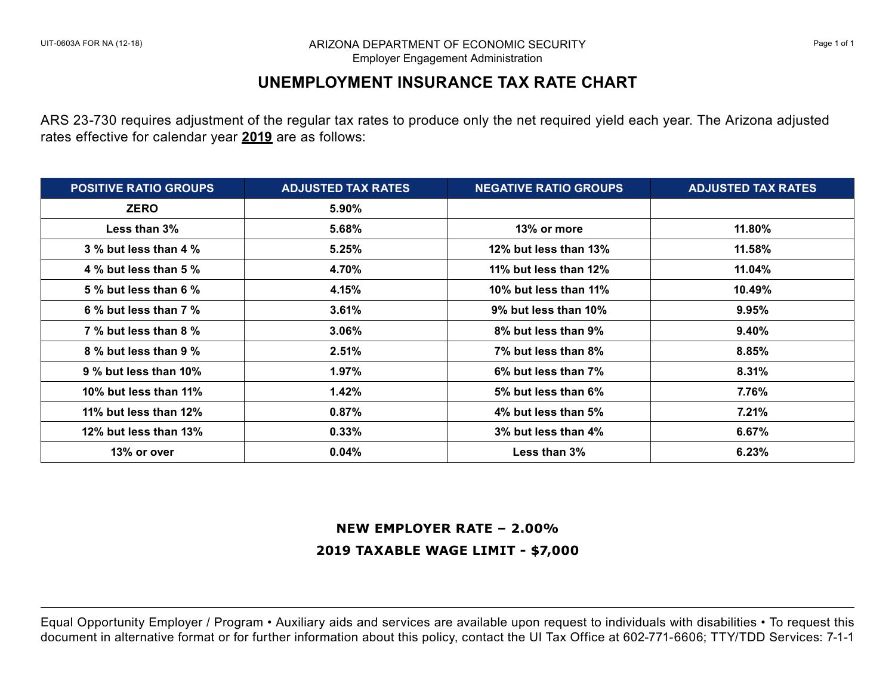UIT-0603A FOR NA (12-18)

ARIZONA DEPARTMENT OF ECONOMIC SECURITY
Employer Engagement Administration

# UNEMPLOYMENT INSURANCE TAX RATE CHART

ARS 23-730 requires adjustment of the regular tax rates to produce only the net required yield each year. The Arizona adjusted rates effective for calendar year **2019** are as follows:

| POSITIVE RATIO GROUPS | ADJUSTED TAX RATES | NEGATIVE RATIO GROUPS | ADJUSTED TAX RATES |
|---|---|---|---|
| **ZERO** | **5.90%** | | |
| **Less than 3%** | **5.68%** | **13% or more** | **11.80%** |
| **3 % but less than 4 %** | **5.25%** | **12% but less than 13%** | **11.58%** |
| **4 % but less than 5 %** | **4.70%** | **11% but less than 12%** | **11.04%** |
| **5 % but less than 6 %** | **4.15%** | **10% but less than 11%** | **10.49%** |
| **6 % but less than 7 %** | **3.61%** | **9% but less than 10%** | **9.95%** |
| **7 % but less than 8 %** | **3.06%** | **8% but less than 9%** | **9.40%** |
| **8 % but less than 9 %** | **2.51%** | **7% but less than 8%** | **8.85%** |
| **9 % but less than 10%** | **1.97%** | **6% but less than 7%** | **8.31%** |
| **10% but less than 11%** | **1.42%** | **5% but less than 6%** | **7.76%** |
| **11% but less than 12%** | **0.87%** | **4% but less than 5%** | **7.21%** |
| **12% but less than 13%** | **0.33%** | **3% but less than 4%** | **6.67%** |
| **13% or over** | **0.04%** | **Less than 3%** | **6.23%** |

**NEW EMPLOYER RATE – 2.00%**

**2019 TAXABLE WAGE LIMIT - $7,000**

Equal Opportunity Employer / Program • Auxiliary aids and services are available upon request to individuals with disabilities • To request this document in alternative format or for further information about this policy, contact the UI Tax Office at 602-771-6606; TTY/TDD Services: 7-1-1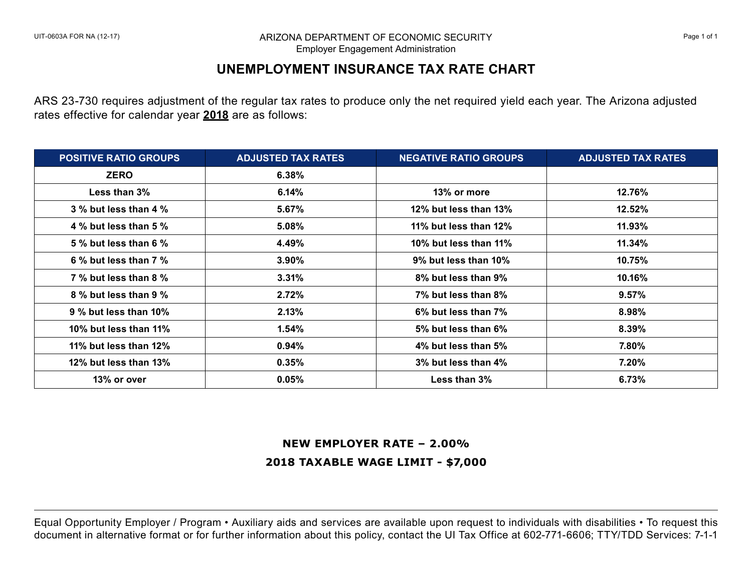UIT-0603A FOR NA (12-17)

ARIZONA DEPARTMENT OF ECONOMIC SECURITY
Employer Engagement Administration

# UNEMPLOYMENT INSURANCE TAX RATE CHART

ARS 23-730 requires adjustment of the regular tax rates to produce only the net required yield each year. The Arizona adjusted rates effective for calendar year **2018** are as follows:

| POSITIVE RATIO GROUPS | ADJUSTED TAX RATES | NEGATIVE RATIO GROUPS | ADJUSTED TAX RATES |
|---|---|---|---|
| **ZERO** | **6.38%** | | |
| **Less than 3%** | **6.14%** | **13% or more** | **12.76%** |
| **3 % but less than 4 %** | **5.67%** | **12% but less than 13%** | **12.52%** |
| **4 % but less than 5 %** | **5.08%** | **11% but less than 12%** | **11.93%** |
| **5 % but less than 6 %** | **4.49%** | **10% but less than 11%** | **11.34%** |
| **6 % but less than 7 %** | **3.90%** | **9% but less than 10%** | **10.75%** |
| **7 % but less than 8 %** | **3.31%** | **8% but less than 9%** | **10.16%** |
| **8 % but less than 9 %** | **2.72%** | **7% but less than 8%** | **9.57%** |
| **9 % but less than 10%** | **2.13%** | **6% but less than 7%** | **8.98%** |
| **10% but less than 11%** | **1.54%** | **5% but less than 6%** | **8.39%** |
| **11% but less than 12%** | **0.94%** | **4% but less than 5%** | **7.80%** |
| **12% but less than 13%** | **0.35%** | **3% but less than 4%** | **7.20%** |
| **13% or over** | **0.05%** | **Less than 3%** | **6.73%** |

**NEW EMPLOYER RATE – 2.00%**

**2018 TAXABLE WAGE LIMIT - $7,000**

Equal Opportunity Employer / Program • Auxiliary aids and services are available upon request to individuals with disabilities • To request this document in alternative format or for further information about this policy, contact the UI Tax Office at 602-771-6606; TTY/TDD Services: 7-1-1